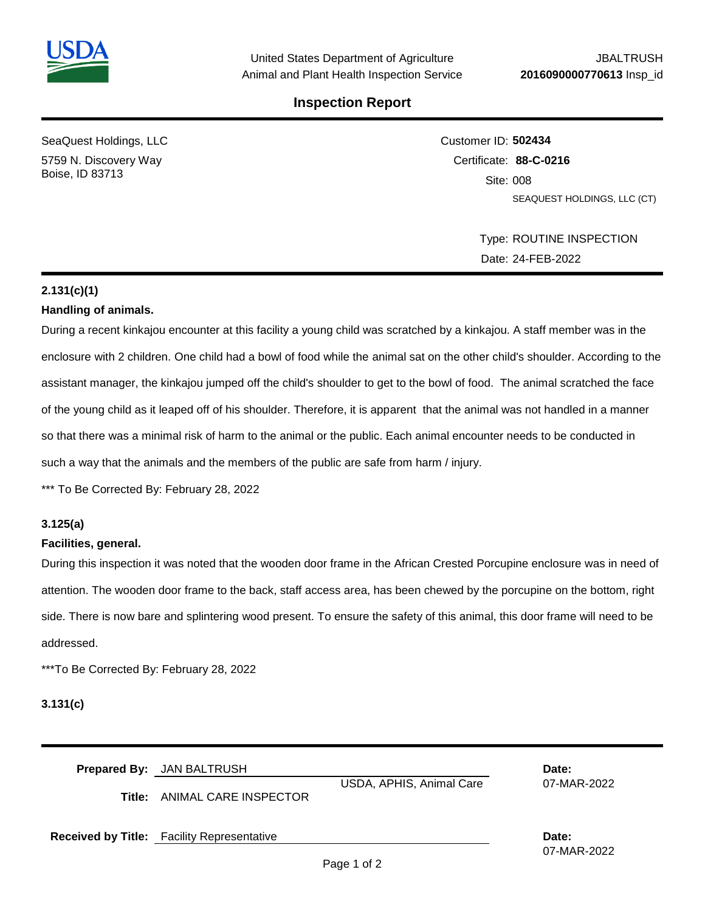United States Department of Agriculture
Animal and Plant Health Inspection Service

JBALTRUSH
**2016090000770613** Insp_id

## Inspection Report

SeaQuest Holdings, LLC
5759 N. Discovery Way
Boise, ID 83713

Customer ID: **502434**
Certificate: **88-C-0216**
Site: 008
SEAQUEST HOLDINGS, LLC (CT)

Type: ROUTINE INSPECTION
Date: 24-FEB-2022

**2.131(c)(1)**

**Handling of animals.**

During a recent kinkajou encounter at this facility a young child was scratched by a kinkajou. A staff member was in the enclosure with 2 children. One child had a bowl of food while the animal sat on the other child's shoulder. According to the assistant manager, the kinkajou jumped off the child's shoulder to get to the bowl of food. The animal scratched the face of the young child as it leaped off of his shoulder. Therefore, it is apparent that the animal was not handled in a manner so that there was a minimal risk of harm to the animal or the public. Each animal encounter needs to be conducted in such a way that the animals and the members of the public are safe from harm / injury.

*** To Be Corrected By: February 28, 2022

**3.125(a)**

**Facilities, general.**

During this inspection it was noted that the wooden door frame in the African Crested Porcupine enclosure was in need of attention. The wooden door frame to the back, staff access area, has been chewed by the porcupine on the bottom, right side. There is now bare and splintering wood present. To ensure the safety of this animal, this door frame will need to be addressed.

***To Be Corrected By: February 28, 2022

**3.131(c)**

**Prepared By:** JAN BALTRUSH
USDA, APHIS, Animal Care
**Title:** ANIMAL CARE INSPECTOR
**Date:** 07-MAR-2022

**Received by Title:** Facility Representative
**Date:** 07-MAR-2022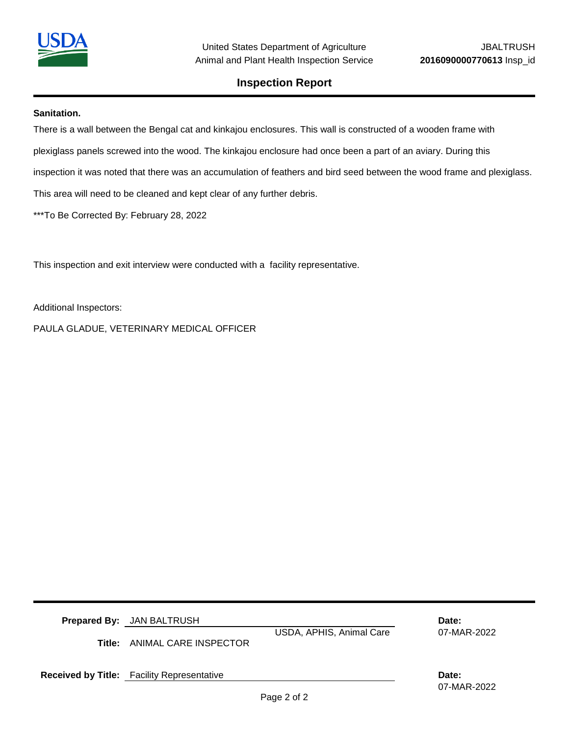**Sanitation.**

There is a wall between the Bengal cat and kinkajou enclosures. This wall is constructed of a wooden frame with plexiglass panels screwed into the wood. The kinkajou enclosure had once been a part of an aviary. During this inspection it was noted that there was an accumulation of feathers and bird seed between the wood frame and plexiglass. This area will need to be cleaned and kept clear of any further debris.

***To Be Corrected By: February 28, 2022

This inspection and exit interview were conducted with a facility representative.

Additional Inspectors:

PAULA GLADUE, VETERINARY MEDICAL OFFICER

**Prepared By:** JAN BALTRUSH USDA, APHIS, Animal Care **Date:** 07-MAR-2022

**Title:** ANIMAL CARE INSPECTOR

**Received by Title:** Facility Representative **Date:** 07-MAR-2022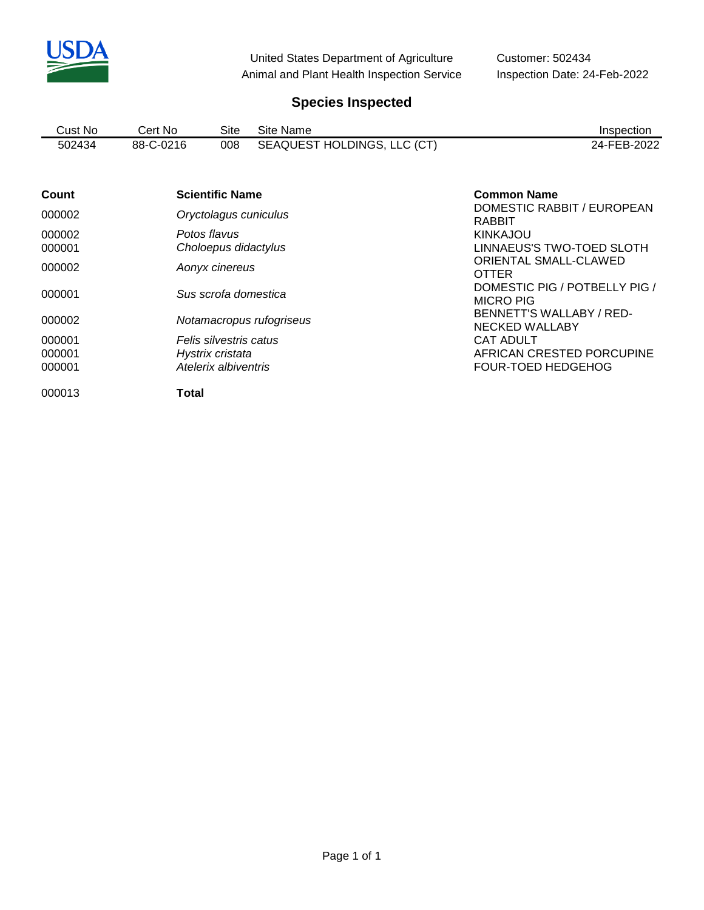United States Department of Agriculture
Animal and Plant Health Inspection Service

Customer: 502434
Inspection Date: 24-Feb-2022

## Species Inspected

| Cust No | Cert No | Site | Site Name | Inspection |
|---|---|---|---|---|
| 502434 | 88-C-0216 | 008 | SEAQUEST HOLDINGS, LLC (CT) | 24-FEB-2022 |

| Count | Scientific Name | Common Name |
|---|---|---|
| 000002 | *Oryctolagus cuniculus* | DOMESTIC RABBIT / EUROPEAN RABBIT |
| 000002 | *Potos flavus* | KINKAJOU |
| 000001 | *Choloepus didactylus* | LINNAEUS'S TWO-TOED SLOTH |
| 000002 | *Aonyx cinereus* | ORIENTAL SMALL-CLAWED OTTER |
| 000001 | *Sus scrofa domestica* | DOMESTIC PIG / POTBELLY PIG / MICRO PIG |
| 000002 | *Notamacropus rufogriseus* | BENNETT'S WALLABY / RED-NECKED WALLABY |
| 000001 | *Felis silvestris catus* | CAT ADULT |
| 000001 | *Hystrix cristata* | AFRICAN CRESTED PORCUPINE |
| 000001 | *Atelerix albiventris* | FOUR-TOED HEDGEHOG |
| 000013 | **Total** | |